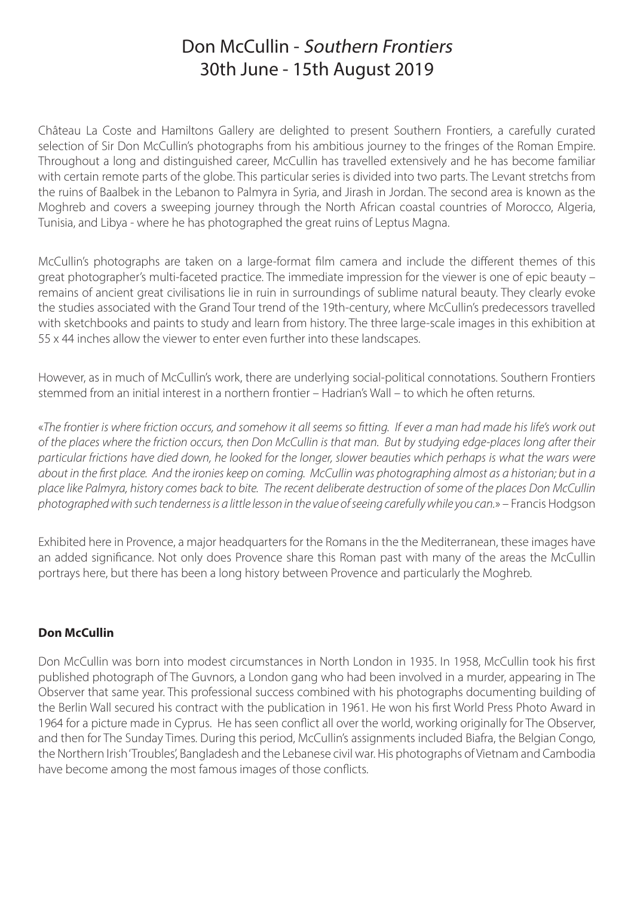# Don McCullin - *Southern Frontiers*
# 30th June - 15th August 2019

Château La Coste and Hamiltons Gallery are delighted to present Southern Frontiers, a carefully curated selection of Sir Don McCullin's photographs from his ambitious journey to the fringes of the Roman Empire. Throughout a long and distinguished career, McCullin has travelled extensively and he has become familiar with certain remote parts of the globe. This particular series is divided into two parts. The Levant stretchs from the ruins of Baalbek in the Lebanon to Palmyra in Syria, and Jirash in Jordan. The second area is known as the Moghreb and covers a sweeping journey through the North African coastal countries of Morocco, Algeria, Tunisia, and Libya - where he has photographed the great ruins of Leptus Magna.

McCullin's photographs are taken on a large-format film camera and include the different themes of this great photographer's multi-faceted practice. The immediate impression for the viewer is one of epic beauty – remains of ancient great civilisations lie in ruin in surroundings of sublime natural beauty. They clearly evoke the studies associated with the Grand Tour trend of the 19th-century, where McCullin's predecessors travelled with sketchbooks and paints to study and learn from history. The three large-scale images in this exhibition at 55 x 44 inches allow the viewer to enter even further into these landscapes.

However, as in much of McCullin's work, there are underlying social-political connotations. Southern Frontiers stemmed from an initial interest in a northern frontier – Hadrian's Wall – to which he often returns.

«*The frontier is where friction occurs, and somehow it all seems so fitting. If ever a man had made his life's work out of the places where the friction occurs, then Don McCullin is that man. But by studying edge-places long after their particular frictions have died down, he looked for the longer, slower beauties which perhaps is what the wars were about in the first place. And the ironies keep on coming. McCullin was photographing almost as a historian; but in a place like Palmyra, history comes back to bite. The recent deliberate destruction of some of the places Don McCullin photographed with such tenderness is a little lesson in the value of seeing carefully while you can.*» – Francis Hodgson

Exhibited here in Provence, a major headquarters for the Romans in the the Mediterranean, these images have an added significance. Not only does Provence share this Roman past with many of the areas the McCullin portrays here, but there has been a long history between Provence and particularly the Moghreb.

**Don McCullin**

Don McCullin was born into modest circumstances in North London in 1935. In 1958, McCullin took his first published photograph of The Guvnors, a London gang who had been involved in a murder, appearing in The Observer that same year. This professional success combined with his photographs documenting building of the Berlin Wall secured his contract with the publication in 1961. He won his first World Press Photo Award in 1964 for a picture made in Cyprus. He has seen conflict all over the world, working originally for The Observer, and then for The Sunday Times. During this period, McCullin's assignments included Biafra, the Belgian Congo, the Northern Irish 'Troubles', Bangladesh and the Lebanese civil war. His photographs of Vietnam and Cambodia have become among the most famous images of those conflicts.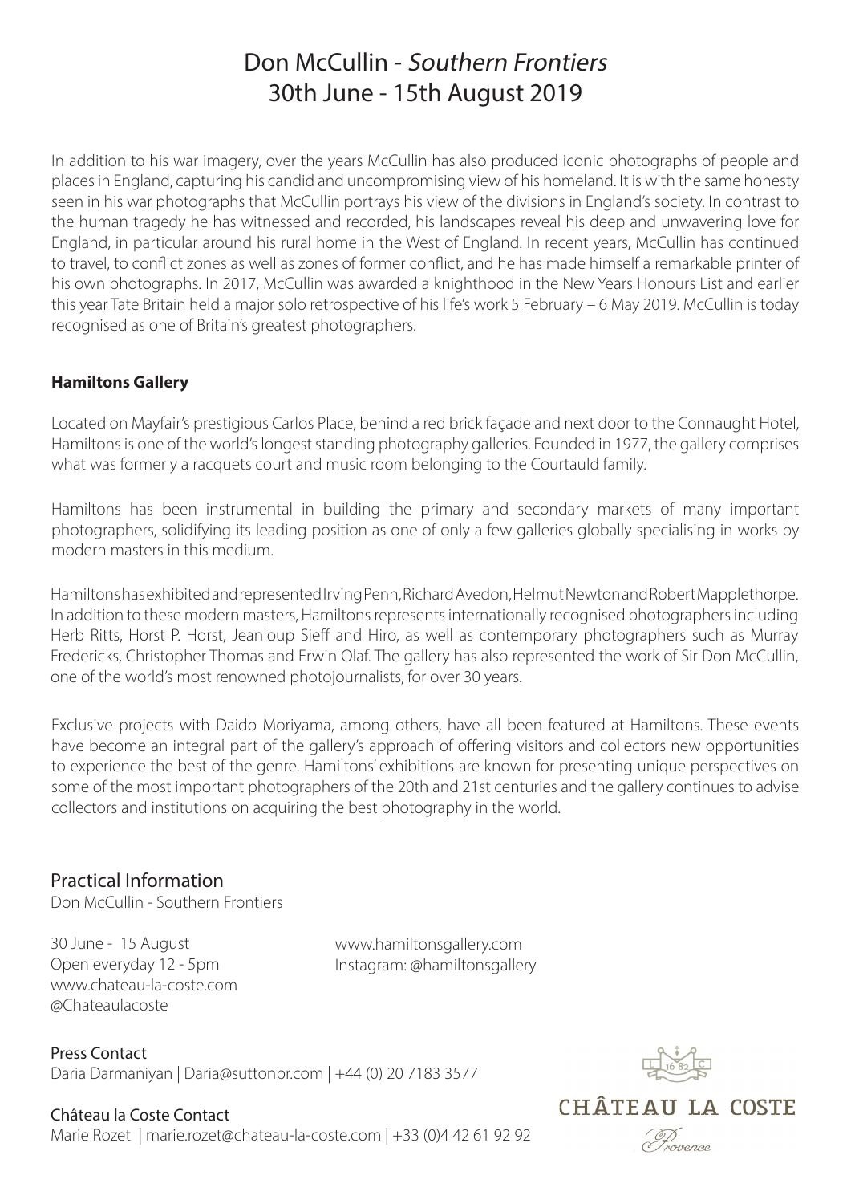# Don McCullin - *Southern Frontiers*
# 30th June - 15th August 2019

In addition to his war imagery, over the years McCullin has also produced iconic photographs of people and places in England, capturing his candid and uncompromising view of his homeland. It is with the same honesty seen in his war photographs that McCullin portrays his view of the divisions in England's society. In contrast to the human tragedy he has witnessed and recorded, his landscapes reveal his deep and unwavering love for England, in particular around his rural home in the West of England. In recent years, McCullin has continued to travel, to conflict zones as well as zones of former conflict, and he has made himself a remarkable printer of his own photographs. In 2017, McCullin was awarded a knighthood in the New Years Honours List and earlier this year Tate Britain held a major solo retrospective of his life's work 5 February – 6 May 2019. McCullin is today recognised as one of Britain's greatest photographers.

**Hamiltons Gallery**

Located on Mayfair's prestigious Carlos Place, behind a red brick façade and next door to the Connaught Hotel, Hamiltons is one of the world's longest standing photography galleries. Founded in 1977, the gallery comprises what was formerly a racquets court and music room belonging to the Courtauld family.

Hamiltons has been instrumental in building the primary and secondary markets of many important photographers, solidifying its leading position as one of only a few galleries globally specialising in works by modern masters in this medium.

Hamiltons has exhibited and represented Irving Penn, Richard Avedon, Helmut Newton and Robert Mapplethorpe. In addition to these modern masters, Hamiltons represents internationally recognised photographers including Herb Ritts, Horst P. Horst, Jeanloup Sieff and Hiro, as well as contemporary photographers such as Murray Fredericks, Christopher Thomas and Erwin Olaf. The gallery has also represented the work of Sir Don McCullin, one of the world's most renowned photojournalists, for over 30 years.

Exclusive projects with Daido Moriyama, among others, have all been featured at Hamiltons. These events have become an integral part of the gallery's approach of offering visitors and collectors new opportunities to experience the best of the genre. Hamiltons' exhibitions are known for presenting unique perspectives on some of the most important photographers of the 20th and 21st centuries and the gallery continues to advise collectors and institutions on acquiring the best photography in the world.

## Practical Information

Don McCullin - Southern Frontiers

30 June - 15 August
Open everyday 12 - 5pm
www.chateau-la-coste.com
@Chateaulacoste

www.hamiltonsgallery.com
Instagram: @hamiltonsgallery

Press Contact
Daria Darmaniyan | Daria@suttonpr.com | +44 (0) 20 7183 3577

Château la Coste Contact
Marie Rozet | marie.rozet@chateau-la-coste.com | +33 (0)4 42 61 92 92

CHÂTEAU LA COSTE
Provence